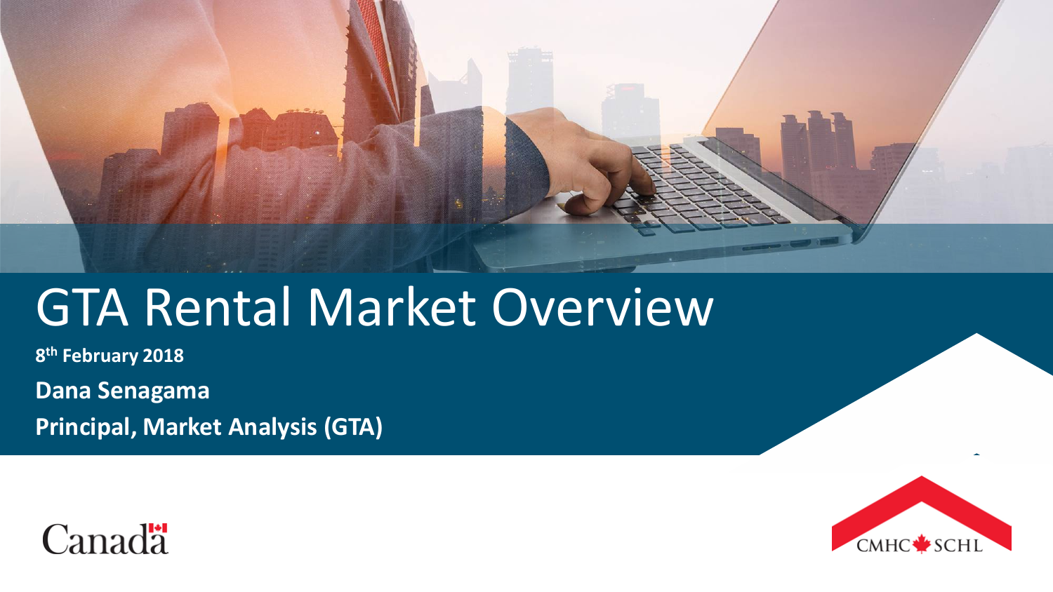# GTA Rental Market Overview

**8th February 2018**

**Dana Senagama**

**Principal, Market Analysis (GTA)**

Canada

CMHC SCHL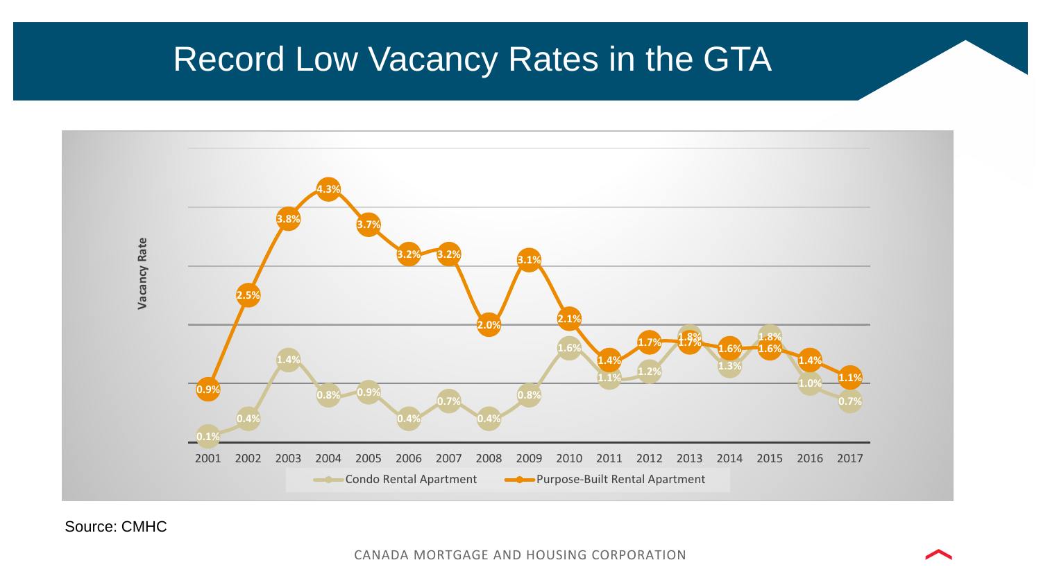# Record Low Vacancy Rates in the GTA

Vacancy Rate

| Year | Condo Rental Apartment | Purpose-Built Rental Apartment |
|---|---|---|
| 2001 | 0.1% | 0.9% |
| 2002 | 0.4% | 2.5% |
| 2003 | 1.4% | 3.8% |
| 2004 | 0.8% | 4.3% |
| 2005 | 0.9% | 3.7% |
| 2006 | 0.4% | 3.2% |
| 2007 | 0.7% | 3.2% |
| 2008 | 0.4% | 2.0% |
| 2009 | 0.8% | 3.1% |
| 2010 | 1.6% | 2.1% |
| 2011 | 1.1% | 1.4% |
| 2012 | 1.2% | 1.7% |
| 2013 | 1.8% | 1.7% |
| 2014 | 1.3% | 1.6% |
| 2015 | 1.8% | 1.6% |
| 2016 | 1.0% | 1.4% |
| 2017 | 0.7% | 1.1% |

Source: CMHC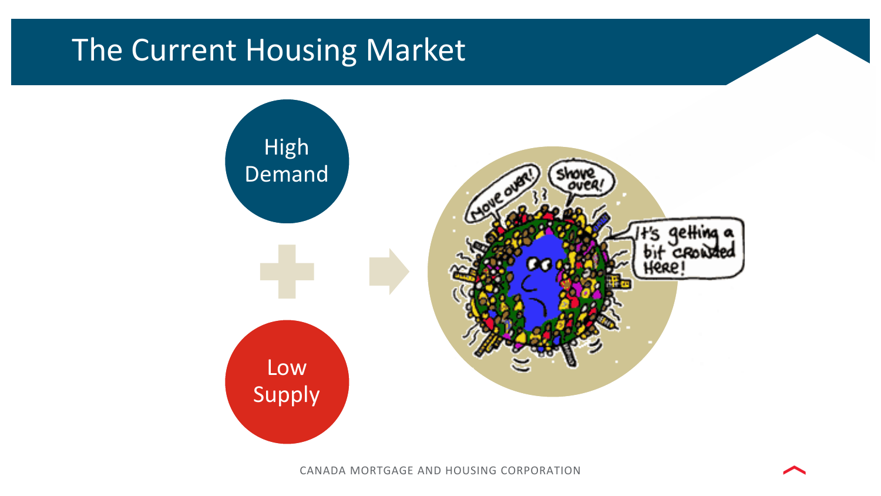# The Current Housing Market

High Demand

+

Low Supply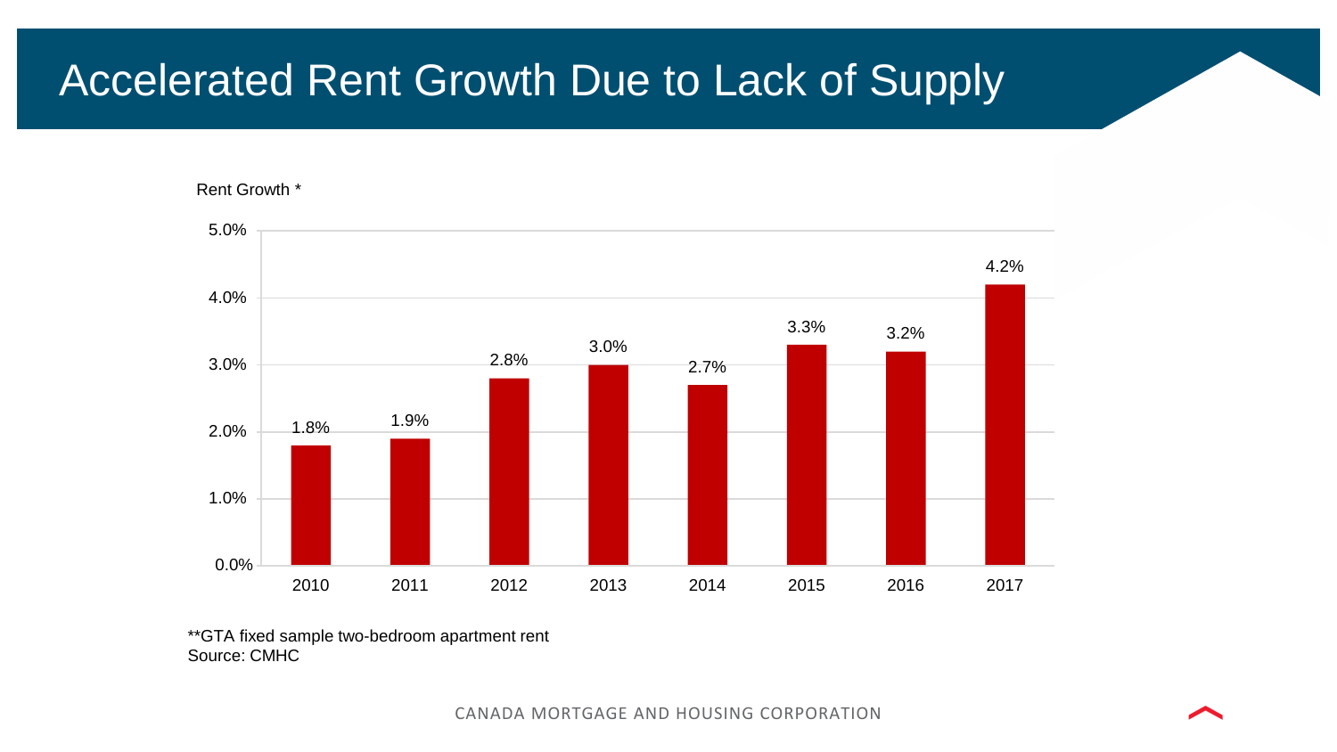# Accelerated Rent Growth Due to Lack of Supply

Rent Growth *

| Year | Rent Growth |
|---|---|
| 2010 | 1.8% |
| 2011 | 1.9% |
| 2012 | 2.8% |
| 2013 | 3.0% |
| 2014 | 2.7% |
| 2015 | 3.3% |
| 2016 | 3.2% |
| 2017 | 4.2% |

**GTA fixed sample two-bedroom apartment rent
Source: CMHC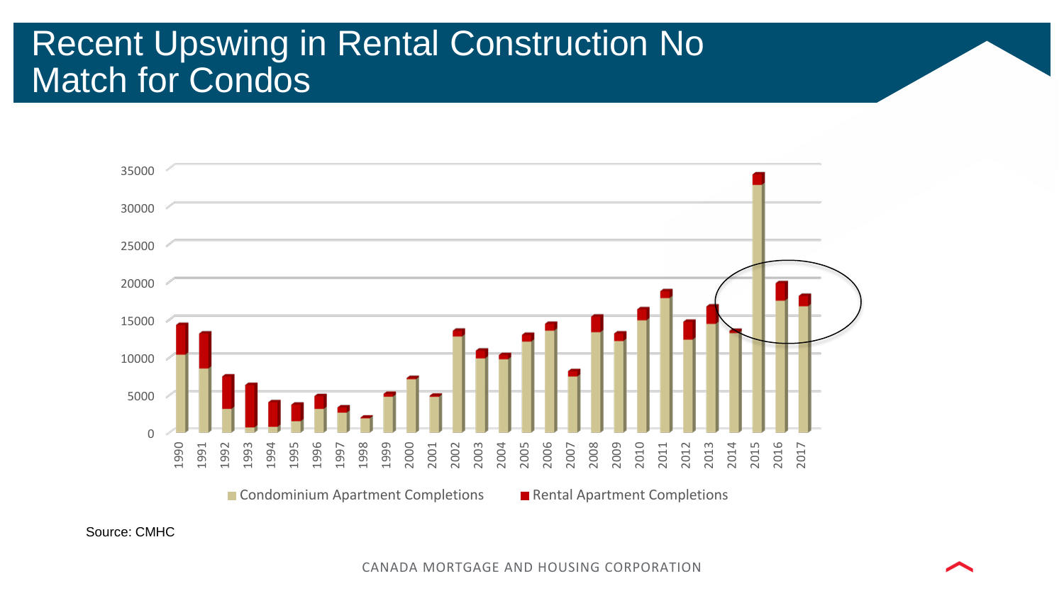# Recent Upswing in Rental Construction No Match for Condos

Condominium Apartment Completions
Rental Apartment Completions

Source: CMHC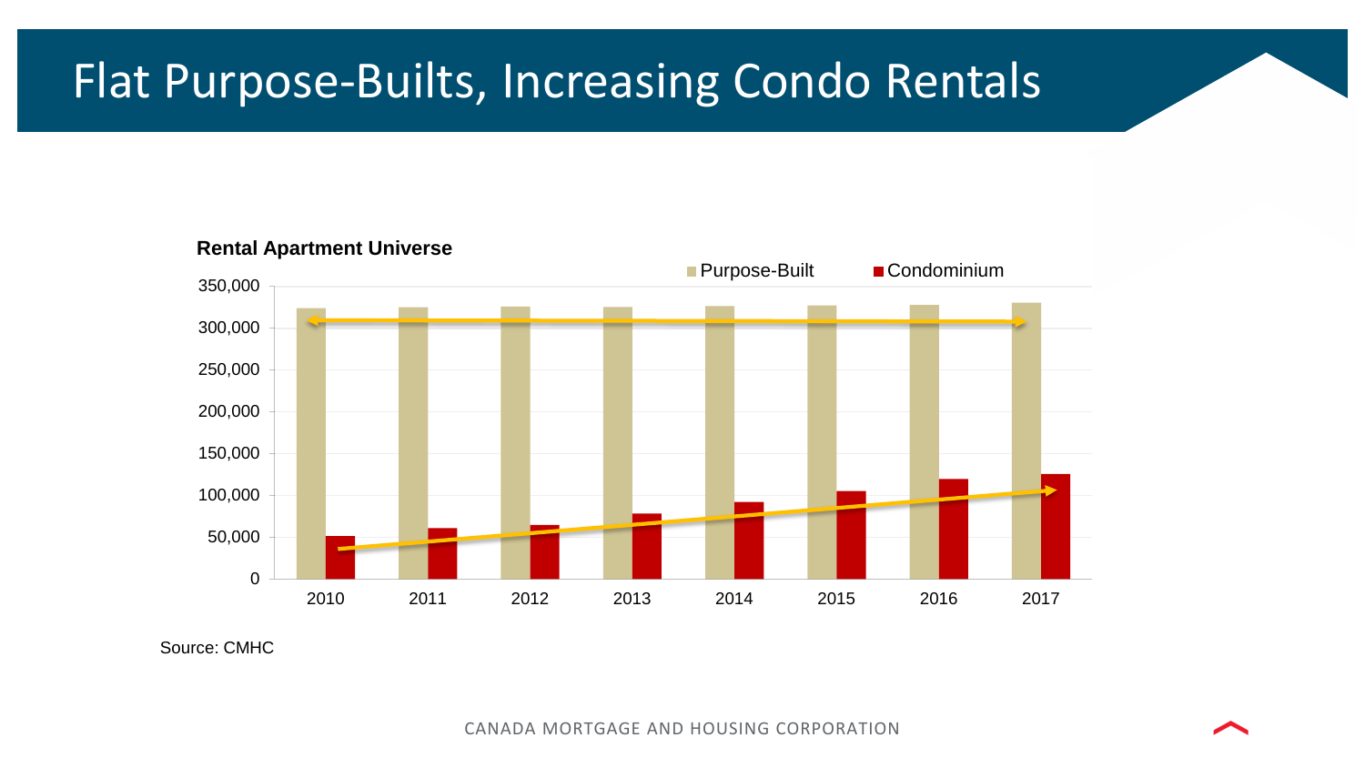# Flat Purpose-Builts, Increasing Condo Rentals

**Rental Apartment Universe**

Purpose-Built | Condominium

350,000
300,000
250,000
200,000
150,000
100,000
50,000
0

2010 2011 2012 2013 2014 2015 2016 2017

Source: CMHC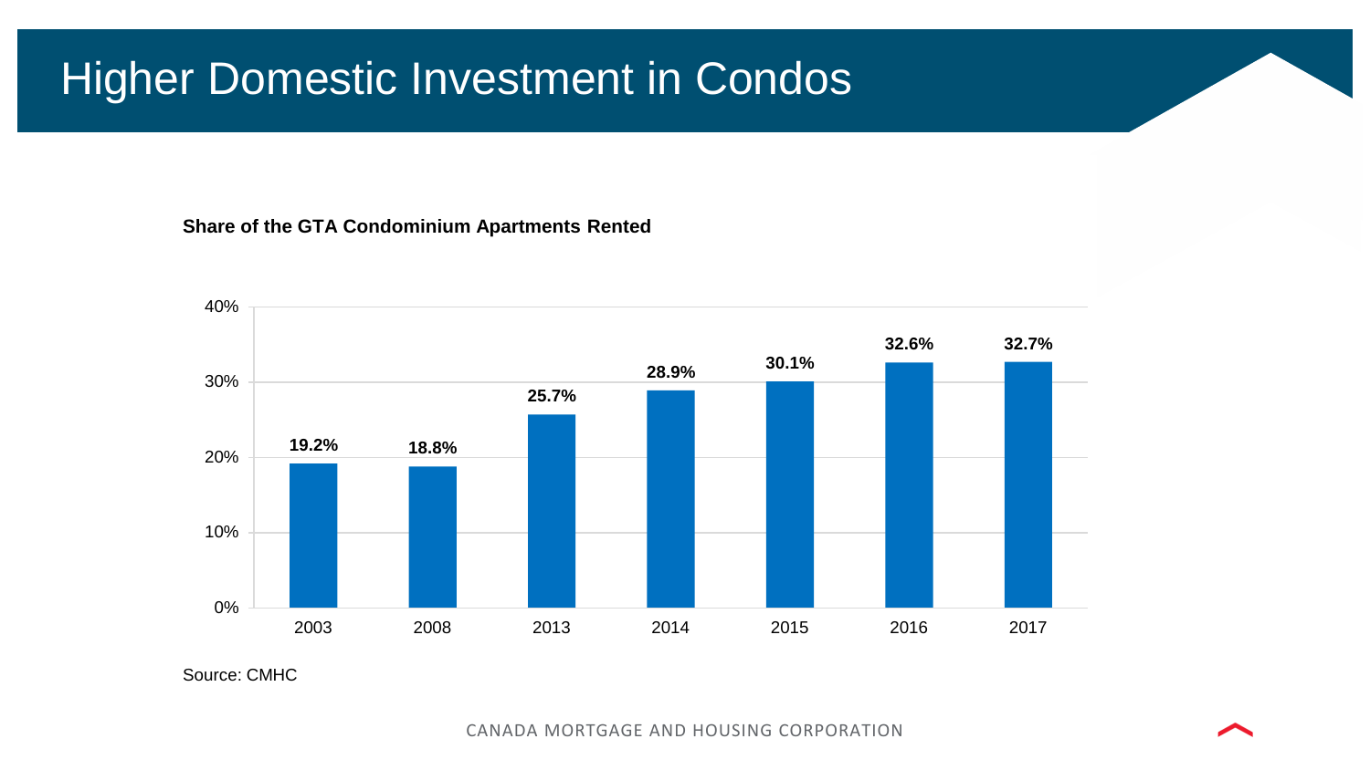# Higher Domestic Investment in Condos

**Share of the GTA Condominium Apartments Rented**

| Year | Share |
| --- | --- |
| 2003 | 19.2% |
| 2008 | 18.8% |
| 2013 | 25.7% |
| 2014 | 28.9% |
| 2015 | 30.1% |
| 2016 | 32.6% |
| 2017 | 32.7% |

Source: CMHC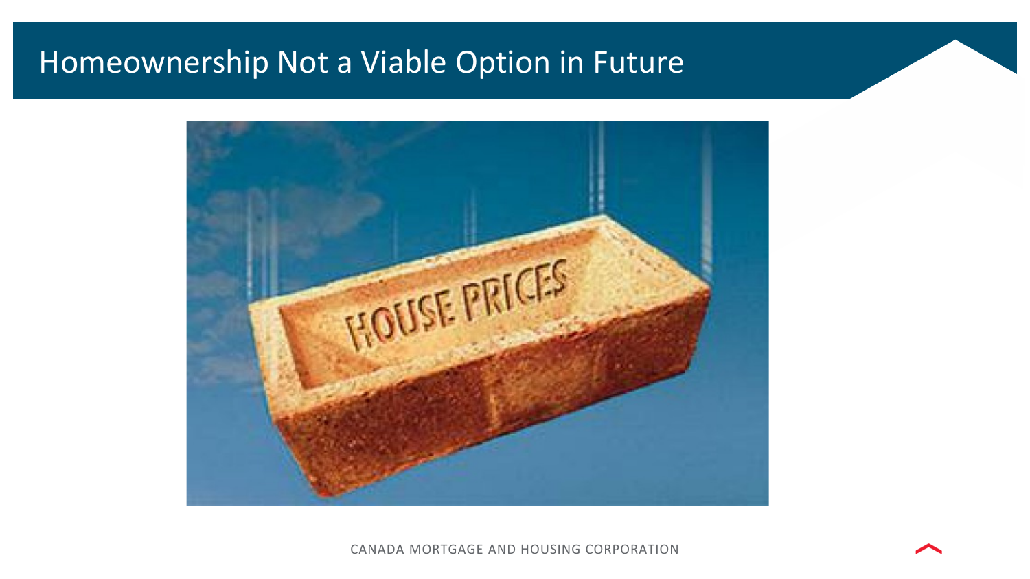# Homeownership Not a Viable Option in Future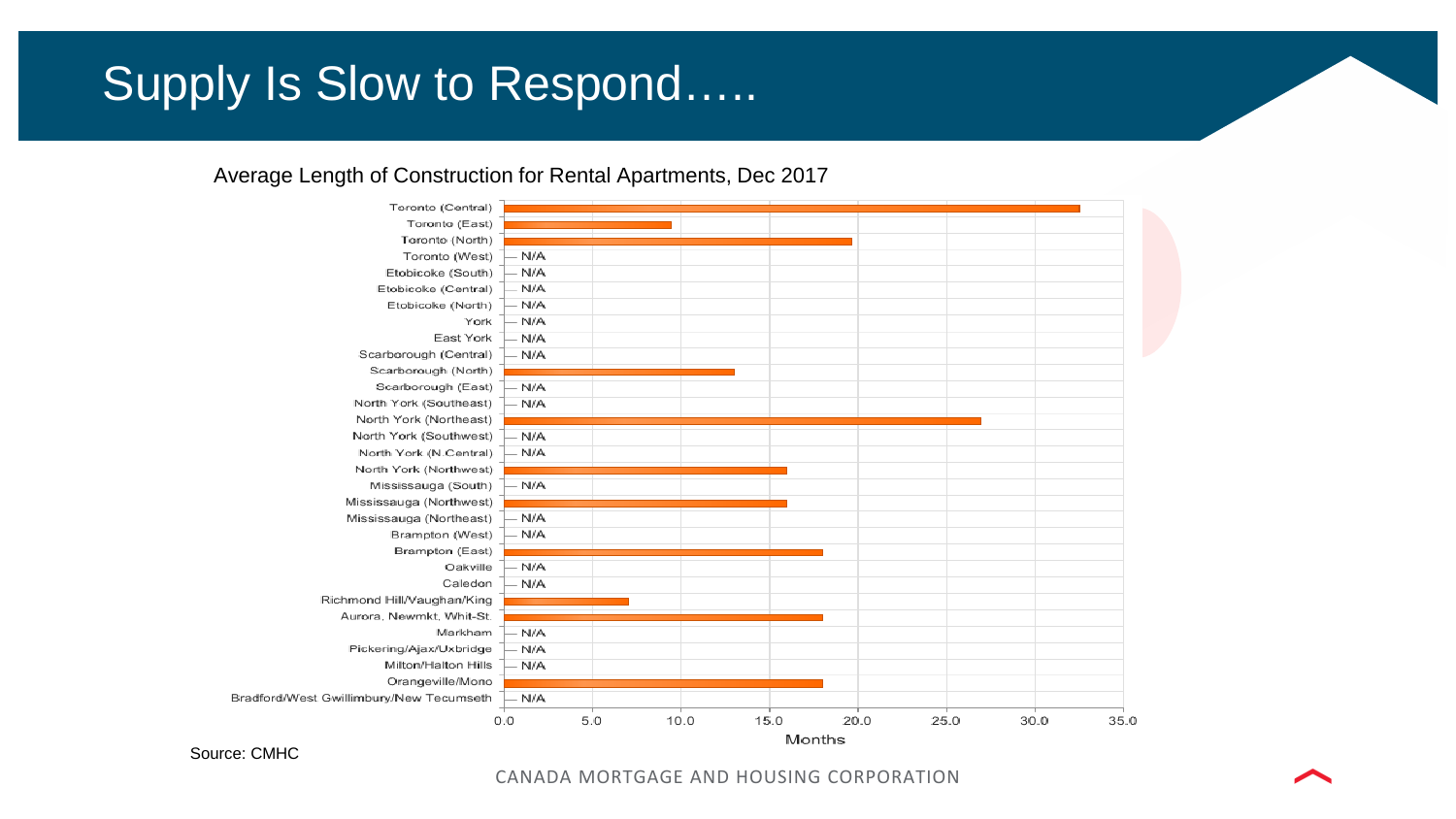# Supply Is Slow to Respond…..

Average Length of Construction for Rental Apartments, Dec 2017

| Area | Months |
|---|---|
| Toronto (Central) | 32.5 |
| Toronto (East) | 9.5 |
| Toronto (North) | 19.7 |
| Toronto (West) | N/A |
| Etobicoke (South) | N/A |
| Etobicoke (Central) | N/A |
| Etobicoke (North) | N/A |
| York | N/A |
| East York | N/A |
| Scarborough (Central) | N/A |
| Scarborough (North) | 13.0 |
| Scarborough (East) | N/A |
| North York (Southeast) | N/A |
| North York (Northeast) | 27.0 |
| North York (Southwest) | N/A |
| North York (N.Central) | N/A |
| North York (Northwest) | 16.0 |
| Mississauga (South) | N/A |
| Mississauga (Northwest) | 16.0 |
| Mississauga (Northeast) | N/A |
| Brampton (West) | N/A |
| Brampton (East) | 18.0 |
| Oakville | N/A |
| Caledon | N/A |
| Richmond Hill/Vaughan/King | 7.0 |
| Aurora, Newmkt, Whit-St. | 18.0 |
| Markham | N/A |
| Pickering/Ajax/Uxbridge | N/A |
| Milton/Halton Hills | N/A |
| Orangeville/Mono | 18.0 |
| Bradford/West Gwillimbury/New Tecumseth | N/A |

Source: CMHC

CANADA MORTGAGE AND HOUSING CORPORATION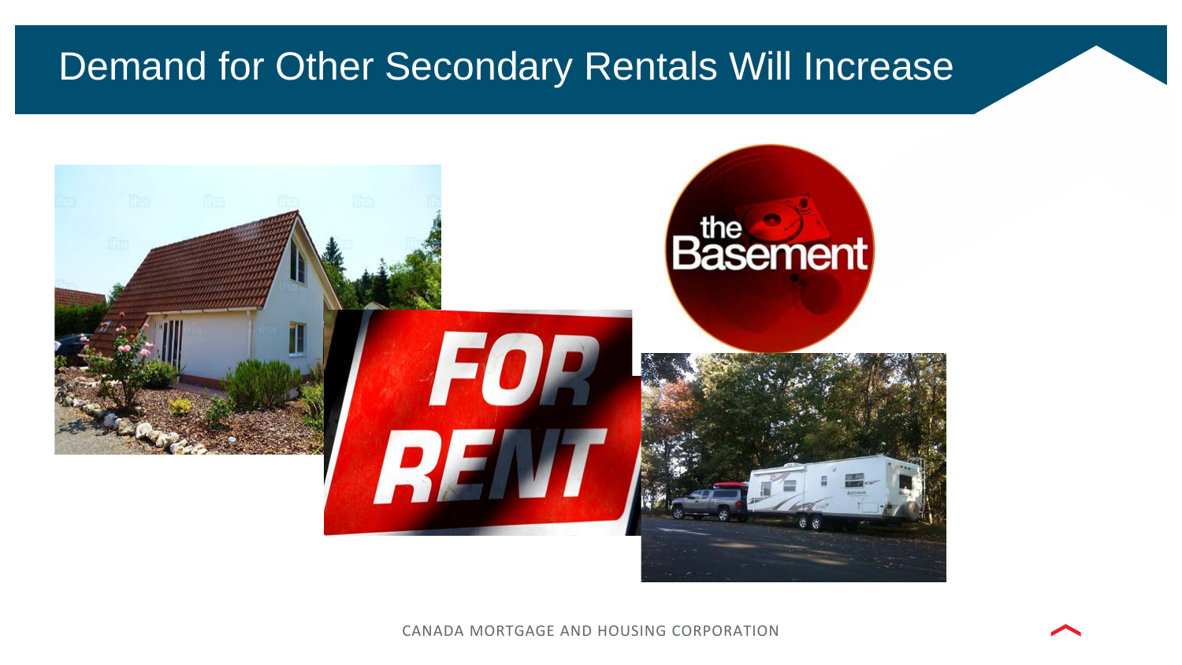# Demand for Other Secondary Rentals Will Increase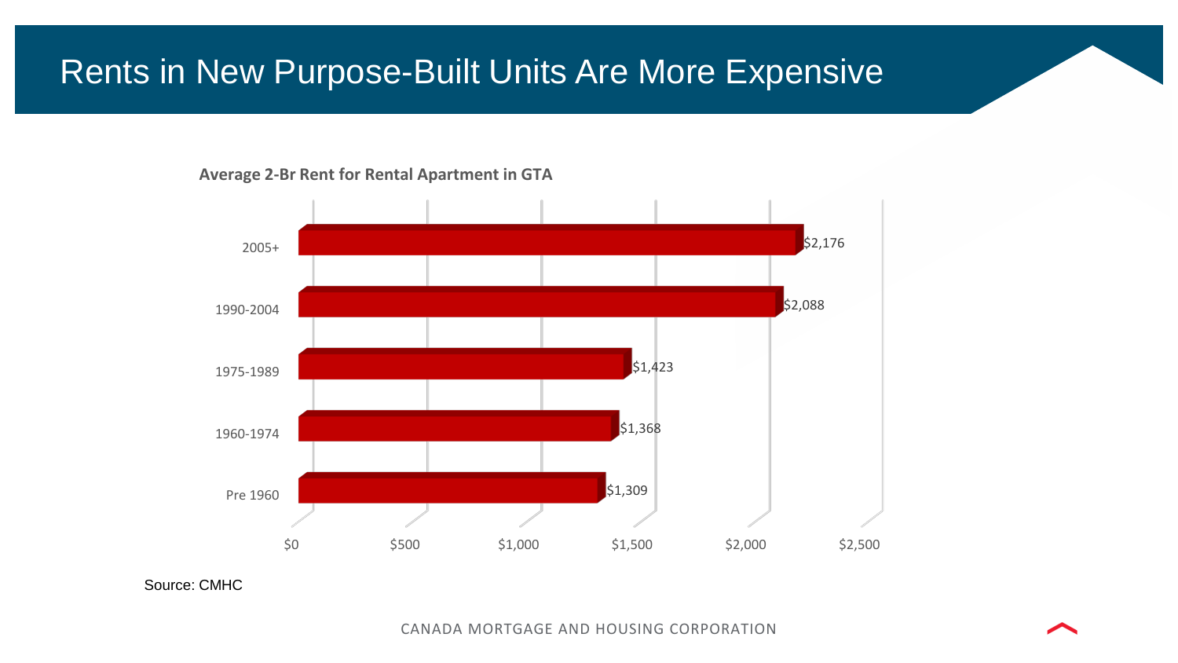# Rents in New Purpose-Built Units Are More Expensive

**Average 2-Br Rent for Rental Apartment in GTA**

| Period | Average 2-Br Rent |
|---|---|
| 2005+ | $2,176 |
| 1990-2004 | $2,088 |
| 1975-1989 | $1,423 |
| 1960-1974 | $1,368 |
| Pre 1960 | $1,309 |

Source: CMHC

CANADA MORTGAGE AND HOUSING CORPORATION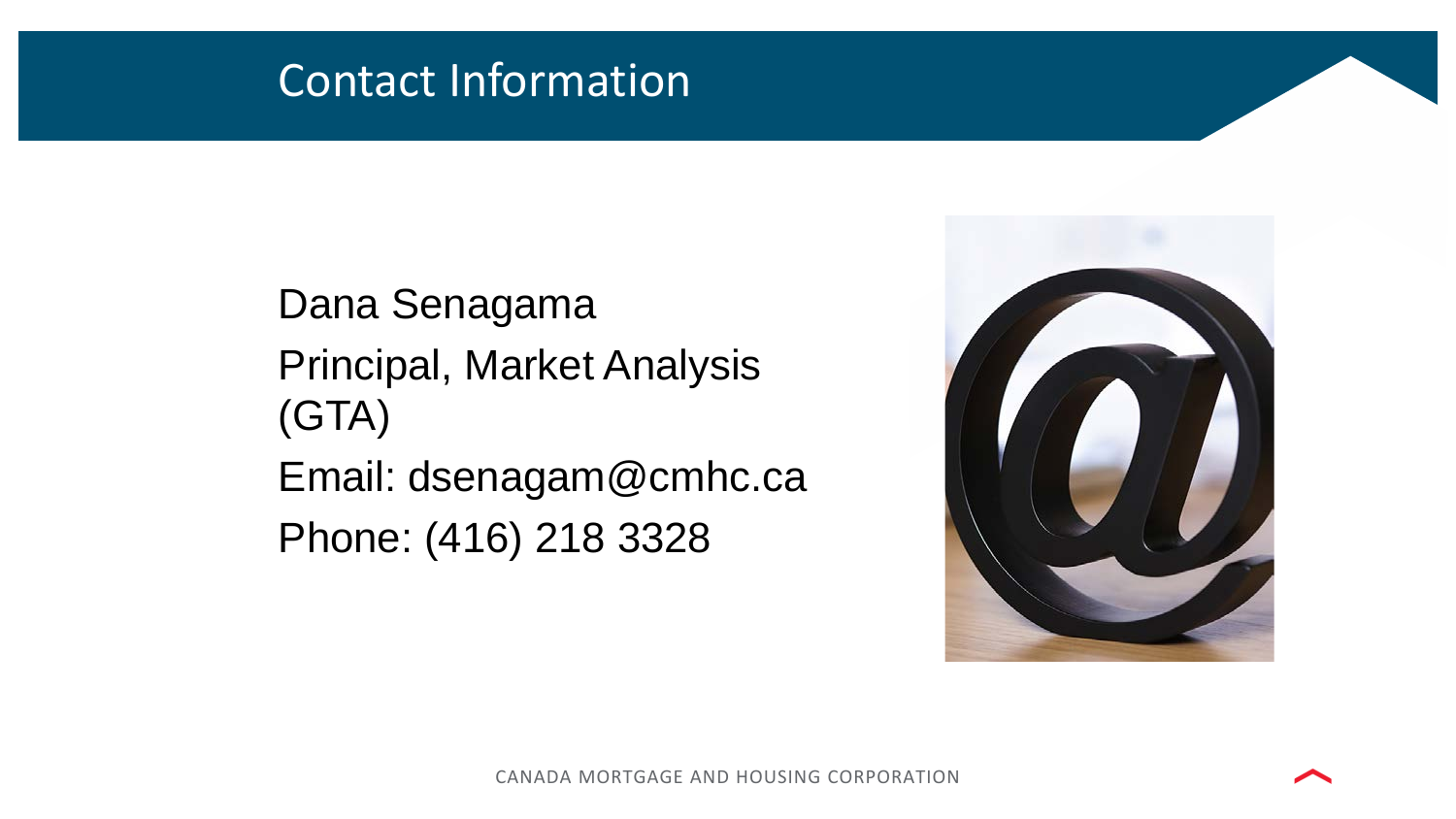# Contact Information

Dana Senagama

Principal, Market Analysis (GTA)

Email: dsenagam@cmhc.ca

Phone: (416) 218 3328